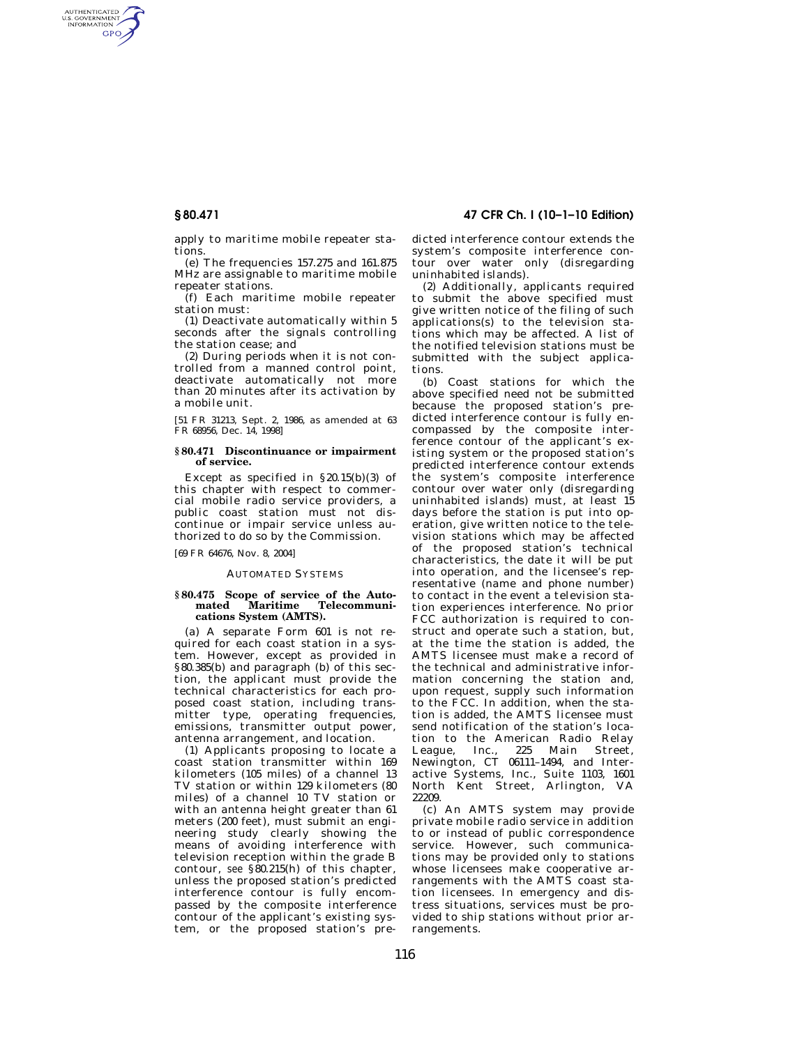apply to maritime mobile repeater stations.

(e) The frequencies 157.275 and 161.875 MHz are assignable to maritime mobile repeater stations.

(f) Each maritime mobile repeater station must:

(1) Deactivate automatically within 5 seconds after the signals controlling the station cease; and

(2) During periods when it is not controlled from a manned control point, deactivate automatically not more than 20 minutes after its activation by a mobile unit.

[51 FR 31213, Sept. 2, 1986, as amended at 63 FR 68956, Dec. 14, 1998]

### § 80.471 Discontinuance or impairment of service.

Except as specified in §20.15(b)(3) of this chapter with respect to commercial mobile radio service providers, a public coast station must not discontinue or impair service unless authorized to do so by the Commission.

[69 FR 64676, Nov. 8, 2004]

## AUTOMATED SYSTEMS

### § 80.475 Scope of service of the Automated Maritime Telecommunications System (AMTS).

(a) A separate Form 601 is not required for each coast station in a system. However, except as provided in §80.385(b) and paragraph (b) of this section, the applicant must provide the technical characteristics for each proposed coast station, including transmitter type, operating frequencies, emissions, transmitter output power, antenna arrangement, and location.

(1) Applicants proposing to locate a coast station transmitter within 169 kilometers (105 miles) of a channel 13 TV station or within 129 kilometers (80 miles) of a channel 10 TV station or with an antenna height greater than 61 meters (200 feet), must submit an engineering study clearly showing the means of avoiding interference with television reception within the grade B contour, *see* §80.215(h) of this chapter, unless the proposed station's predicted interference contour is fully encompassed by the composite interference contour of the applicant's existing system, or the proposed station's predicted interference contour extends the system's composite interference contour over water only (disregarding uninhabited islands).

(2) Additionally, applicants required to submit the above specified must give written notice of the filing of such applications(s) to the television stations which may be affected. A list of the notified television stations must be submitted with the subject applications.

(b) Coast stations for which the above specified need not be submitted because the proposed station's predicted interference contour is fully encompassed by the composite interference contour of the applicant's existing system or the proposed station's predicted interference contour extends the system's composite interference contour over water only (disregarding uninhabited islands) must, at least 15 days before the station is put into operation, give written notice to the television stations which may be affected of the proposed station's technical characteristics, the date it will be put into operation, and the licensee's representative (name and phone number) to contact in the event a television station experiences interference. No prior FCC authorization is required to construct and operate such a station, but, at the time the station is added, the AMTS licensee must make a record of the technical and administrative information concerning the station and, upon request, supply such information to the FCC. In addition, when the station is added, the AMTS licensee must send notification of the station's location to the American Radio Relay League, Inc., 225 Main Street, Newington, CT 06111–1494, and Interactive Systems, Inc., Suite 1103, 1601 North Kent Street, Arlington, VA 22209.

(c) An AMTS system may provide private mobile radio service in addition to or instead of public correspondence service. However, such communications may be provided only to stations whose licensees make cooperative arrangements with the AMTS coast station licensees. In emergency and distress situations, services must be provided to ship stations without prior arrangements.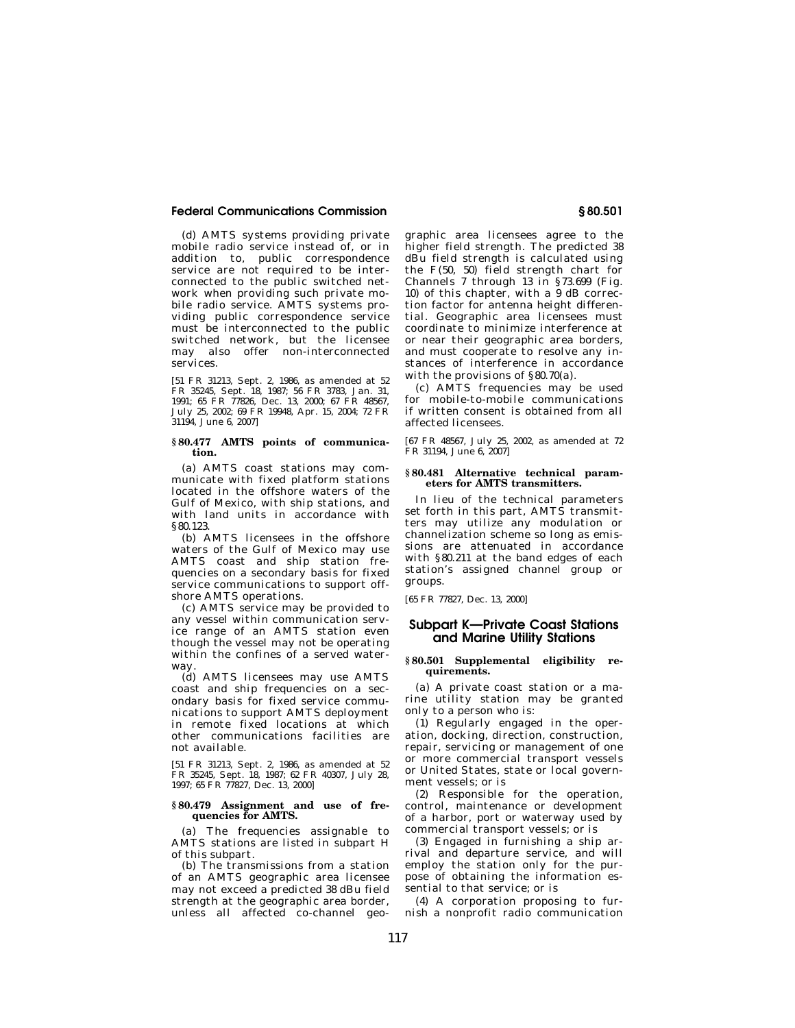(d) AMTS systems providing private mobile radio service instead of, or in addition to, public correspondence service are not required to be interconnected to the public switched network when providing such private mobile radio service. AMTS systems providing public correspondence service must be interconnected to the public switched network, but the licensee may also offer non-interconnected services.

[51 FR 31213, Sept. 2, 1986, as amended at 52 FR 35245, Sept. 18, 1987; 56 FR 3783, Jan. 31, 1991; 65 FR 77826, Dec. 13, 2000; 67 FR 48567, July 25, 2002; 69 FR 19948, Apr. 15, 2004; 72 FR 31194, June 6, 2007]

### § 80.477 AMTS points of communication.

(a) AMTS coast stations may communicate with fixed platform stations located in the offshore waters of the Gulf of Mexico, with ship stations, and with land units in accordance with §80.123.

(b) AMTS licensees in the offshore waters of the Gulf of Mexico may use AMTS coast and ship station frequencies on a secondary basis for fixed service communications to support offshore AMTS operations.

(c) AMTS service may be provided to any vessel within communication service range of an AMTS station even though the vessel may not be operating within the confines of a served waterway.

(d) AMTS licensees may use AMTS coast and ship frequencies on a secondary basis for fixed service communications to support AMTS deployment in remote fixed locations at which other communications facilities are not available.

[51 FR 31213, Sept. 2, 1986, as amended at 52 FR 35245, Sept. 18, 1987; 62 FR 40307, July 28, 1997; 65 FR 77827, Dec. 13, 2000]

### § 80.479 Assignment and use of frequencies for AMTS.

(a) The frequencies assignable to AMTS stations are listed in subpart H of this subpart.

(b) The transmissions from a station of an AMTS geographic area licensee may not exceed a predicted 38 dBu field strength at the geographic area border, unless all affected co-channel geographic area licensees agree to the higher field strength. The predicted 38 dBu field strength is calculated using the F(50, 50) field strength chart for Channels 7 through 13 in §73.699 (Fig. 10) of this chapter, with a 9 dB correction factor for antenna height differential. Geographic area licensees must coordinate to minimize interference at or near their geographic area borders, and must cooperate to resolve any instances of interference in accordance with the provisions of §80.70(a).

(c) AMTS frequencies may be used for mobile-to-mobile communications if written consent is obtained from all affected licensees.

[67 FR 48567, July 25, 2002, as amended at 72 FR 31194, June 6, 2007]

### § 80.481 Alternative technical parameters for AMTS transmitters.

In lieu of the technical parameters set forth in this part, AMTS transmitters may utilize any modulation or channelization scheme so long as emissions are attenuated in accordance with §80.211 at the band edges of each station's assigned channel group or groups.

[65 FR 77827, Dec. 13, 2000]

## Subpart K—Private Coast Stations and Marine Utility Stations

### § 80.501 Supplemental eligibility requirements.

(a) A private coast station or a marine utility station may be granted only to a person who is:

(1) Regularly engaged in the operation, docking, direction, construction, repair, servicing or management of one or more commercial transport vessels or United States, state or local government vessels; or is

(2) Responsible for the operation, control, maintenance or development of a harbor, port or waterway used by commercial transport vessels; or is

(3) Engaged in furnishing a ship arrival and departure service, and will employ the station only for the purpose of obtaining the information essential to that service; or is

(4) A corporation proposing to furnish a nonprofit radio communication